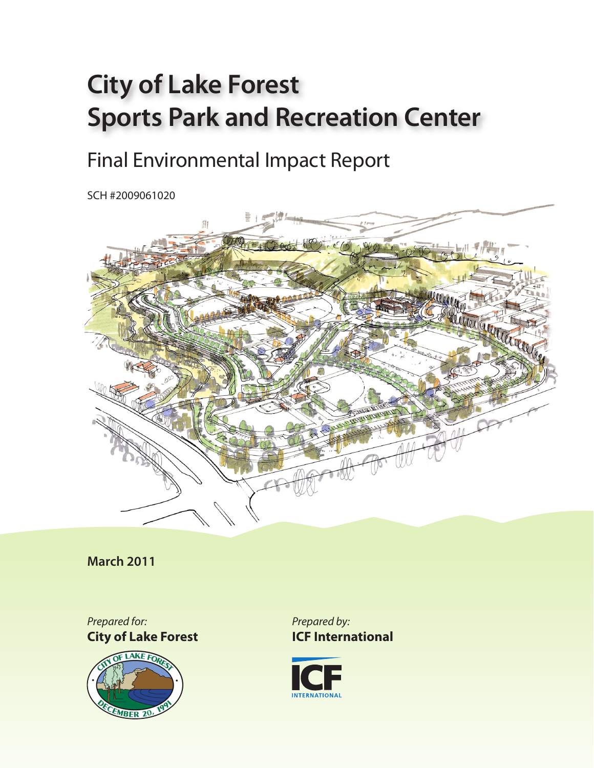# City of Lake Forest
# Sports Park and Recreation Center

## Final Environmental Impact Report

SCH #2009061020

**March 2011**

*Prepared for:*
**City of Lake Forest**

*Prepared by:*
**ICF International**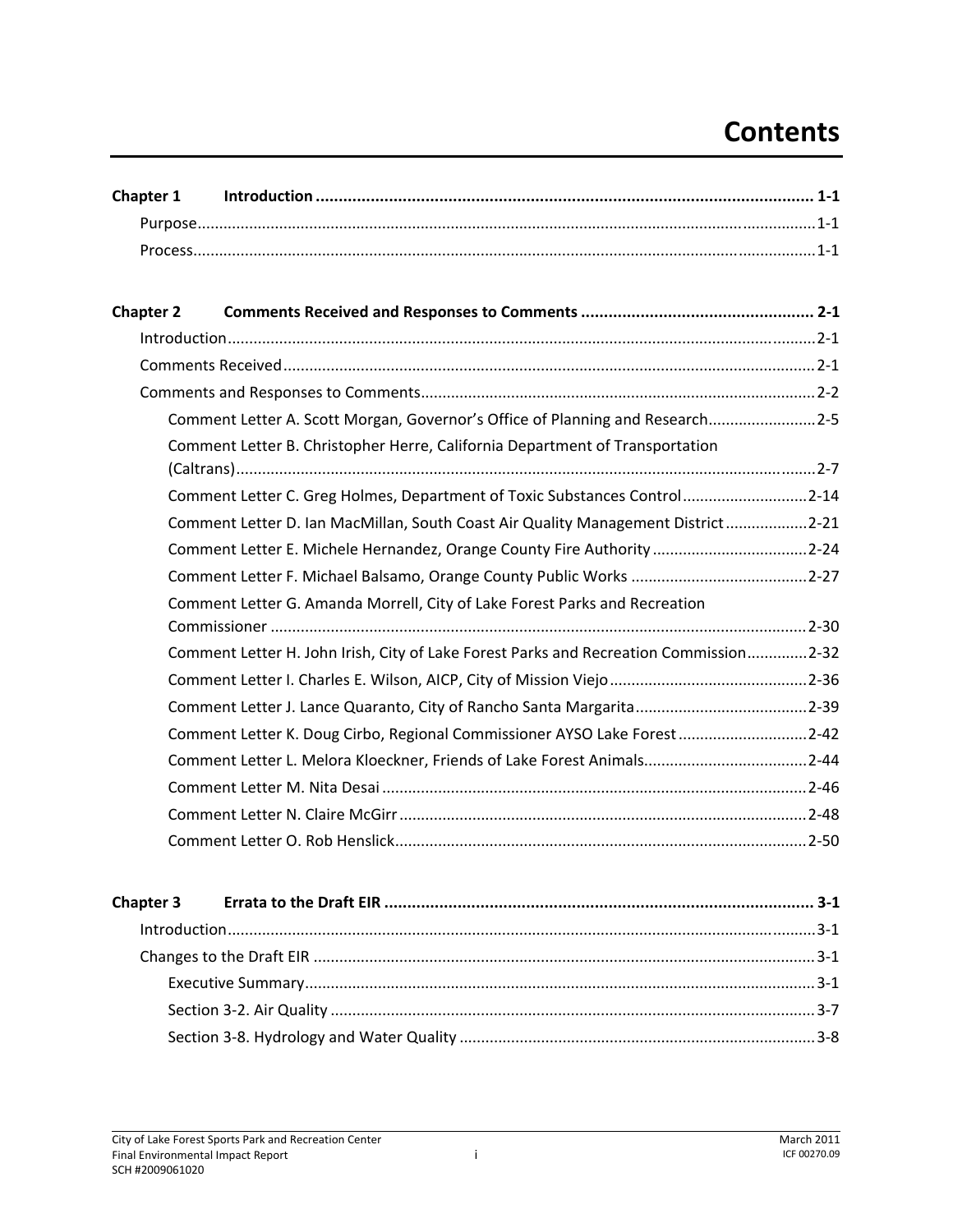# Contents

**Chapter 1 Introduction ............................................................................................................ 1-1**

Purpose............................................................................................................................1-1

Process.............................................................................................................................1-1

**Chapter 2 Comments Received and Responses to Comments .................................................. 2-1**

Introduction......................................................................................................................2-1

Comments Received.........................................................................................................2-1

Comments and Responses to Comments.........................................................................2-2

Comment Letter A. Scott Morgan, Governor's Office of Planning and Research.........................2-5

Comment Letter B. Christopher Herre, California Department of Transportation (Caltrans).....................................................................................................................2-7

Comment Letter C. Greg Holmes, Department of Toxic Substances Control............................2-14

Comment Letter D. Ian MacMillan, South Coast Air Quality Management District..................2-21

Comment Letter E. Michele Hernandez, Orange County Fire Authority...................................2-24

Comment Letter F. Michael Balsamo, Orange County Public Works .........................................2-27

Comment Letter G. Amanda Morrell, City of Lake Forest Parks and Recreation Commissioner .............................................................................................................2-30

Comment Letter H. John Irish, City of Lake Forest Parks and Recreation Commission.............2-32

Comment Letter I. Charles E. Wilson, AICP, City of Mission Viejo.............................................2-36

Comment Letter J. Lance Quaranto, City of Rancho Santa Margarita........................................2-39

Comment Letter K. Doug Cirbo, Regional Commissioner AYSO Lake Forest .............................2-42

Comment Letter L. Melora Kloeckner, Friends of Lake Forest Animals......................................2-44

Comment Letter M. Nita Desai ..................................................................................................2-46

Comment Letter N. Claire McGirr ..............................................................................................2-48

Comment Letter O. Rob Henslick...............................................................................................2-50

**Chapter 3 Errata to the Draft EIR ............................................................................................. 3-1**

Introduction......................................................................................................................3-1

Changes to the Draft EIR ..................................................................................................3-1

Executive Summary.....................................................................................................3-1

Section 3-2. Air Quality ...............................................................................................3-7

Section 3-8. Hydrology and Water Quality ..................................................................3-8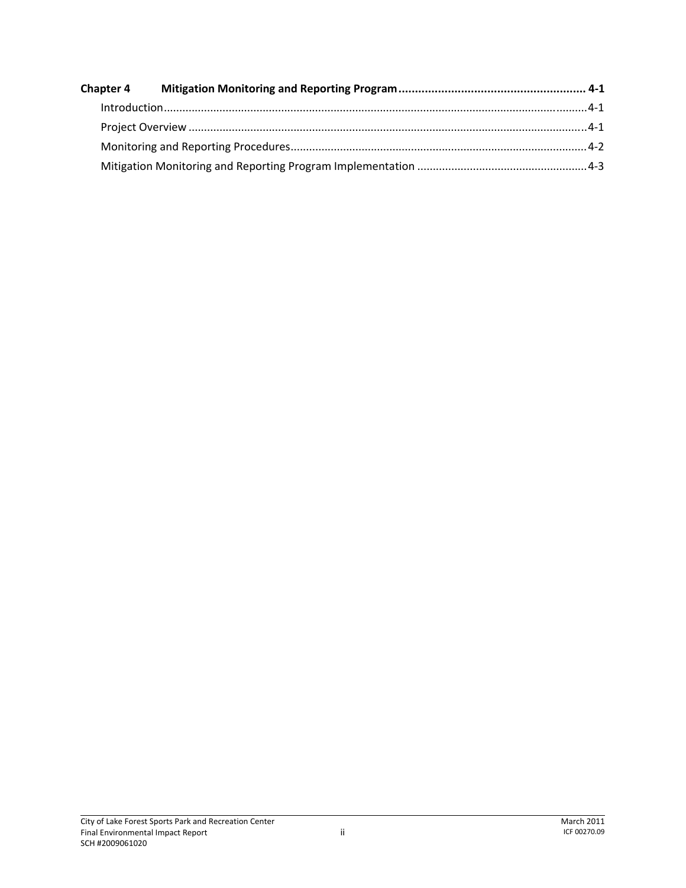**Chapter 4 Mitigation Monitoring and Reporting Program ........................................................ 4-1**

Introduction ........................................................................................................................ 4-1

Project Overview ................................................................................................................ 4-1

Monitoring and Reporting Procedures ............................................................................... 4-2

Mitigation Monitoring and Reporting Program Implementation ........................................ 4-3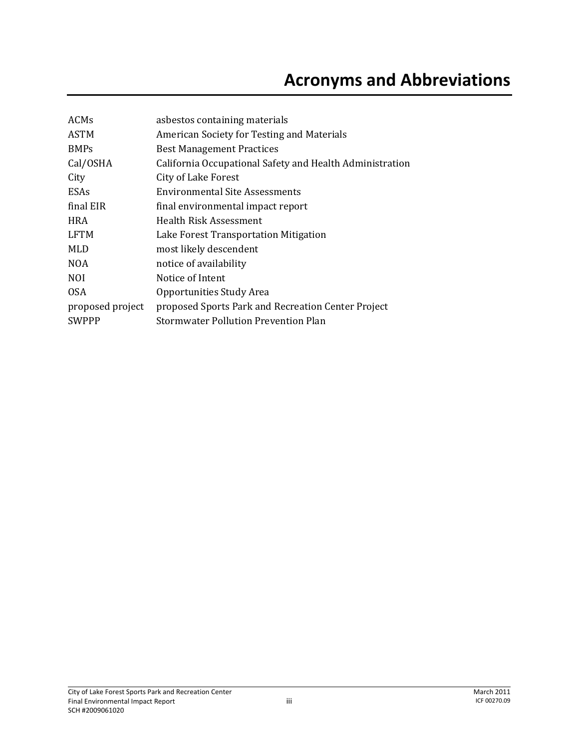# Acronyms and Abbreviations

| | |
|---|---|
| ACMs | asbestos containing materials |
| ASTM | American Society for Testing and Materials |
| BMPs | Best Management Practices |
| Cal/OSHA | California Occupational Safety and Health Administration |
| City | City of Lake Forest |
| ESAs | Environmental Site Assessments |
| final EIR | final environmental impact report |
| HRA | Health Risk Assessment |
| LFTM | Lake Forest Transportation Mitigation |
| MLD | most likely descendent |
| NOA | notice of availability |
| NOI | Notice of Intent |
| OSA | Opportunities Study Area |
| proposed project | proposed Sports Park and Recreation Center Project |
| SWPPP | Stormwater Pollution Prevention Plan |